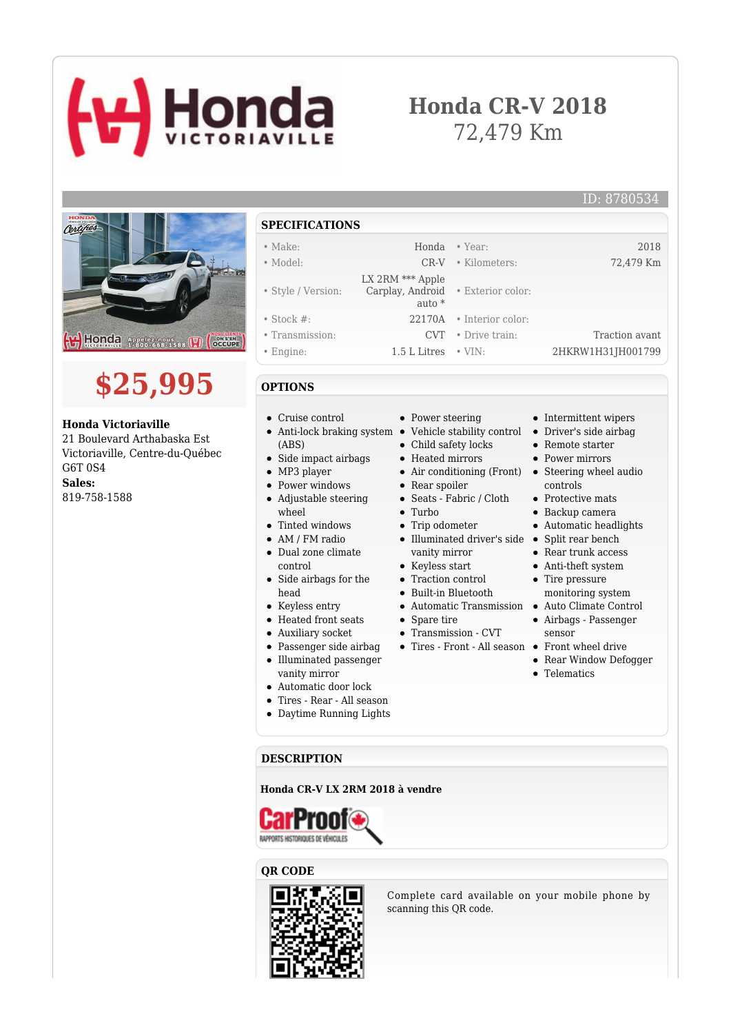# Honda CR-V 2018

72,479 Km

ID: 8780534

# $25,995

**Honda Victoriaville**
21 Boulevard Arthabaska Est
Victoriaville, Centre-du-Québec
G6T 0S4
**Sales:**
819-758-1588

## SPECIFICATIONS

| | | | |
|---|---|---|---|
| • Make: | Honda | • Year: | 2018 |
| • Model: | CR-V | • Kilometers: | 72,479 Km |
| • Style / Version: | LX 2RM *** Apple Carplay, Android auto * | • Exterior color: | |
| • Stock #: | 22170A | • Interior color: | |
| • Transmission: | CVT | • Drive train: | Traction avant |
| • Engine: | 1.5 L Litres | • VIN: | 2HKRW1H31JH001799 |

## OPTIONS

- Cruise control
- Anti-lock braking system (ABS)
- Side impact airbags
- MP3 player
- Power windows
- Adjustable steering wheel
- Tinted windows
- AM / FM radio
- Dual zone climate control
- Side airbags for the head
- Keyless entry
- Heated front seats
- Auxiliary socket
- Passenger side airbag
- Illuminated passenger vanity mirror
- Automatic door lock
- Tires - Rear - All season
- Daytime Running Lights
- Power steering
- Vehicle stability control
- Child safety locks
- Heated mirrors
- Air conditioning (Front)
- Rear spoiler
- Seats - Fabric / Cloth
- Turbo
- Trip odometer
- Illuminated driver's side vanity mirror
- Keyless start
- Traction control
- Built-in Bluetooth
- Automatic Transmission
- Spare tire
- Transmission - CVT
- Tires - Front - All season
- Intermittent wipers
- Driver's side airbag
- Remote starter
- Power mirrors
- Steering wheel audio controls
- Protective mats
- Backup camera
- Automatic headlights
- Split rear bench
- Rear trunk access
- Anti-theft system
- Tire pressure monitoring system
- Auto Climate Control
- Airbags - Passenger sensor
- Front wheel drive
- Rear Window Defogger
- Telematics

## DESCRIPTION

**Honda CR-V LX 2RM 2018 à vendre**

## QR CODE

Complete card available on your mobile phone by scanning this QR code.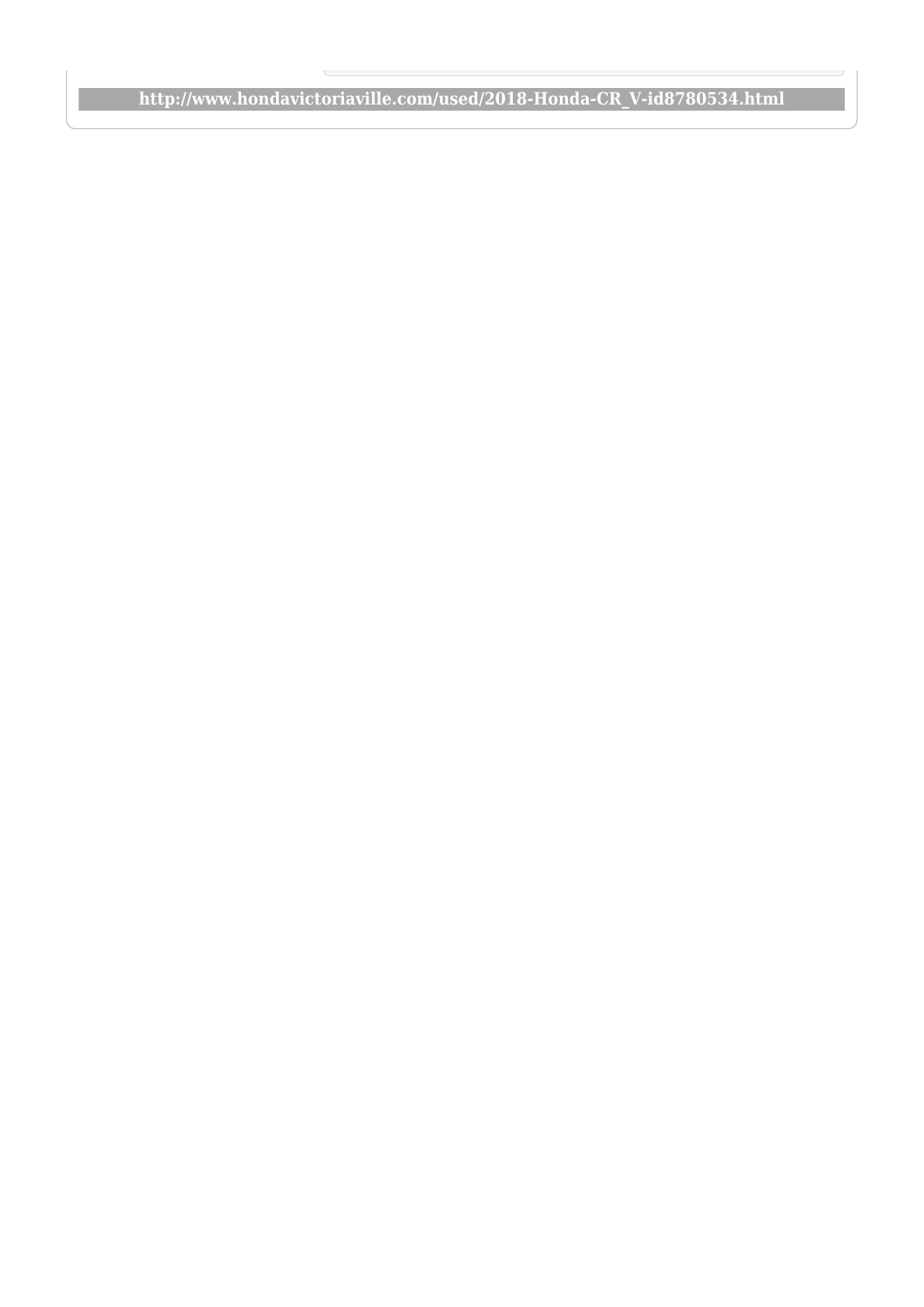**http://www.hondavictoriaville.com/used/2018-Honda-CR_V-id8780534.html**